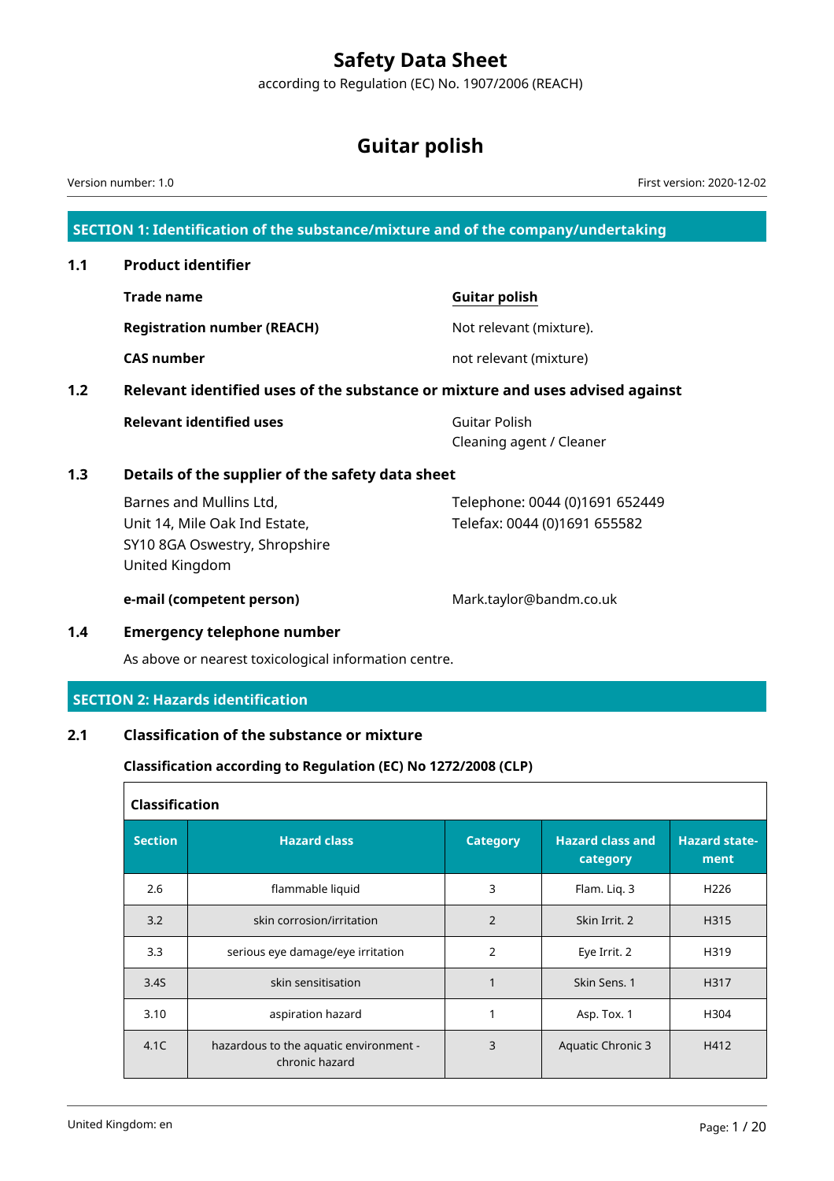# Safety Data Sheet

according to Regulation (EC) No. 1907/2006 (REACH)

# Guitar polish

Version number: 1.0

First version: 2020-12-02

## SECTION 1: Identification of the substance/mixture and of the company/undertaking

### 1.1 Product identifier

**Trade name** — **Guitar polish**

**Registration number (REACH)** — Not relevant (mixture).

**CAS number** — not relevant (mixture)

### 1.2 Relevant identified uses of the substance or mixture and uses advised against

**Relevant identified uses** — Guitar Polish
Cleaning agent / Cleaner

### 1.3 Details of the supplier of the safety data sheet

Barnes and Mullins Ltd,
Unit 14, Mile Oak Ind Estate,
SY10 8GA Oswestry, Shropshire
United Kingdom

Telephone: 0044 (0)1691 652449
Telefax: 0044 (0)1691 655582

**e-mail (competent person)** — Mark.taylor@bandm.co.uk

### 1.4 Emergency telephone number

As above or nearest toxicological information centre.

## SECTION 2: Hazards identification

### 2.1 Classification of the substance or mixture

**Classification according to Regulation (EC) No 1272/2008 (CLP)**

**Classification**

| Section | Hazard class | Category | Hazard class and category | Hazard statement |
|---|---|---|---|---|
| 2.6 | flammable liquid | 3 | Flam. Liq. 3 | H226 |
| 3.2 | skin corrosion/irritation | 2 | Skin Irrit. 2 | H315 |
| 3.3 | serious eye damage/eye irritation | 2 | Eye Irrit. 2 | H319 |
| 3.4S | skin sensitisation | 1 | Skin Sens. 1 | H317 |
| 3.10 | aspiration hazard | 1 | Asp. Tox. 1 | H304 |
| 4.1C | hazardous to the aquatic environment - chronic hazard | 3 | Aquatic Chronic 3 | H412 |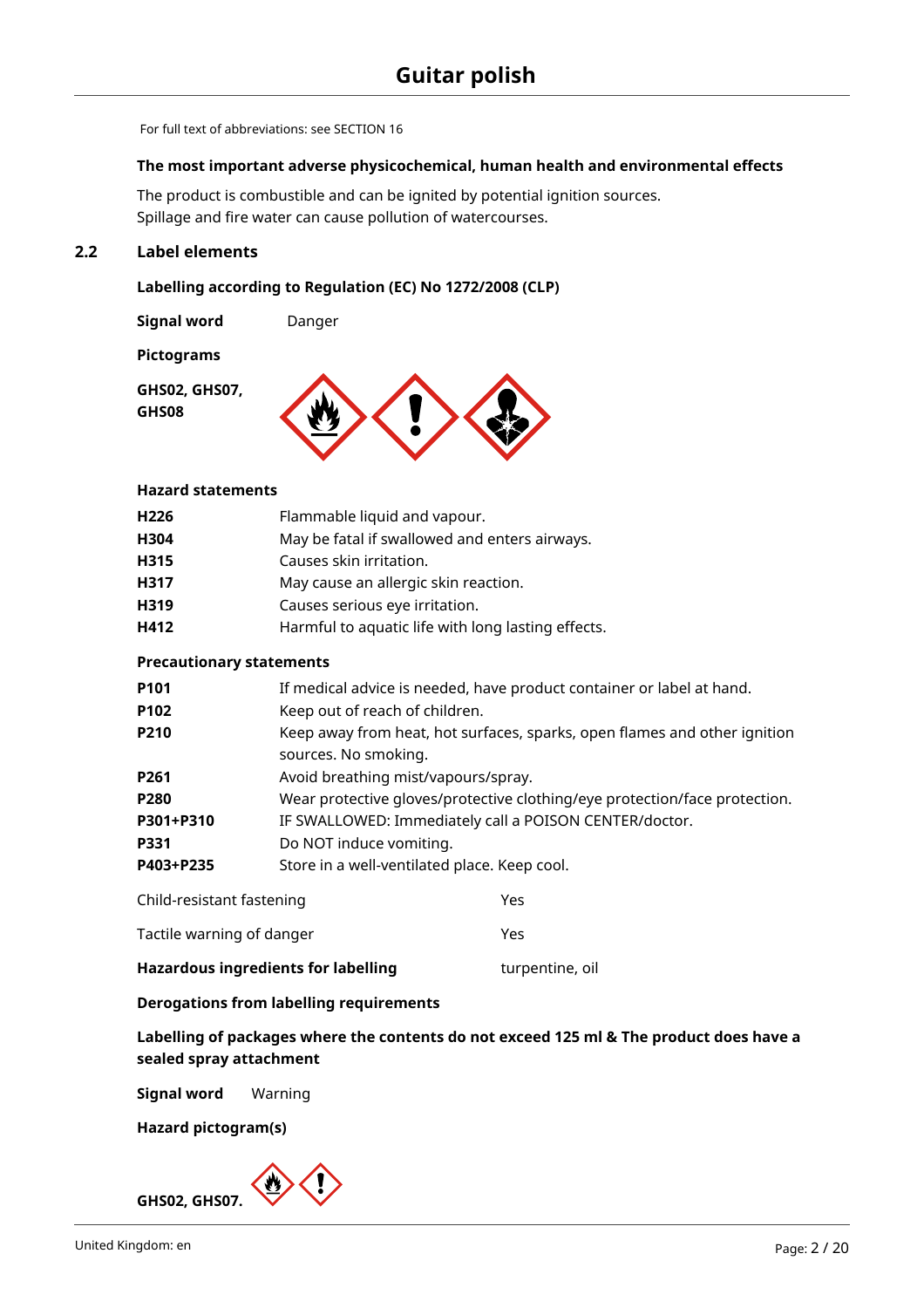For full text of abbreviations: see SECTION 16

**The most important adverse physicochemical, human health and environmental effects**

The product is combustible and can be ignited by potential ignition sources.
Spillage and fire water can cause pollution of watercourses.

## 2.2 Label elements

**Labelling according to Regulation (EC) No 1272/2008 (CLP)**

**Signal word** Danger

**Pictograms**

**GHS02, GHS07, GHS08**

**Hazard statements**

| | |
|---|---|
| **H226** | Flammable liquid and vapour. |
| **H304** | May be fatal if swallowed and enters airways. |
| **H315** | Causes skin irritation. |
| **H317** | May cause an allergic skin reaction. |
| **H319** | Causes serious eye irritation. |
| **H412** | Harmful to aquatic life with long lasting effects. |

**Precautionary statements**

| | |
|---|---|
| **P101** | If medical advice is needed, have product container or label at hand. |
| **P102** | Keep out of reach of children. |
| **P210** | Keep away from heat, hot surfaces, sparks, open flames and other ignition sources. No smoking. |
| **P261** | Avoid breathing mist/vapours/spray. |
| **P280** | Wear protective gloves/protective clothing/eye protection/face protection. |
| **P301+P310** | IF SWALLOWED: Immediately call a POISON CENTER/doctor. |
| **P331** | Do NOT induce vomiting. |
| **P403+P235** | Store in a well-ventilated place. Keep cool. |

| | |
|---|---|
| Child-resistant fastening | Yes |
| Tactile warning of danger | Yes |
| **Hazardous ingredients for labelling** | turpentine, oil |

**Derogations from labelling requirements**

**Labelling of packages where the contents do not exceed 125 ml & The product does have a sealed spray attachment**

**Signal word** Warning

**Hazard pictogram(s)**

**GHS02, GHS07.**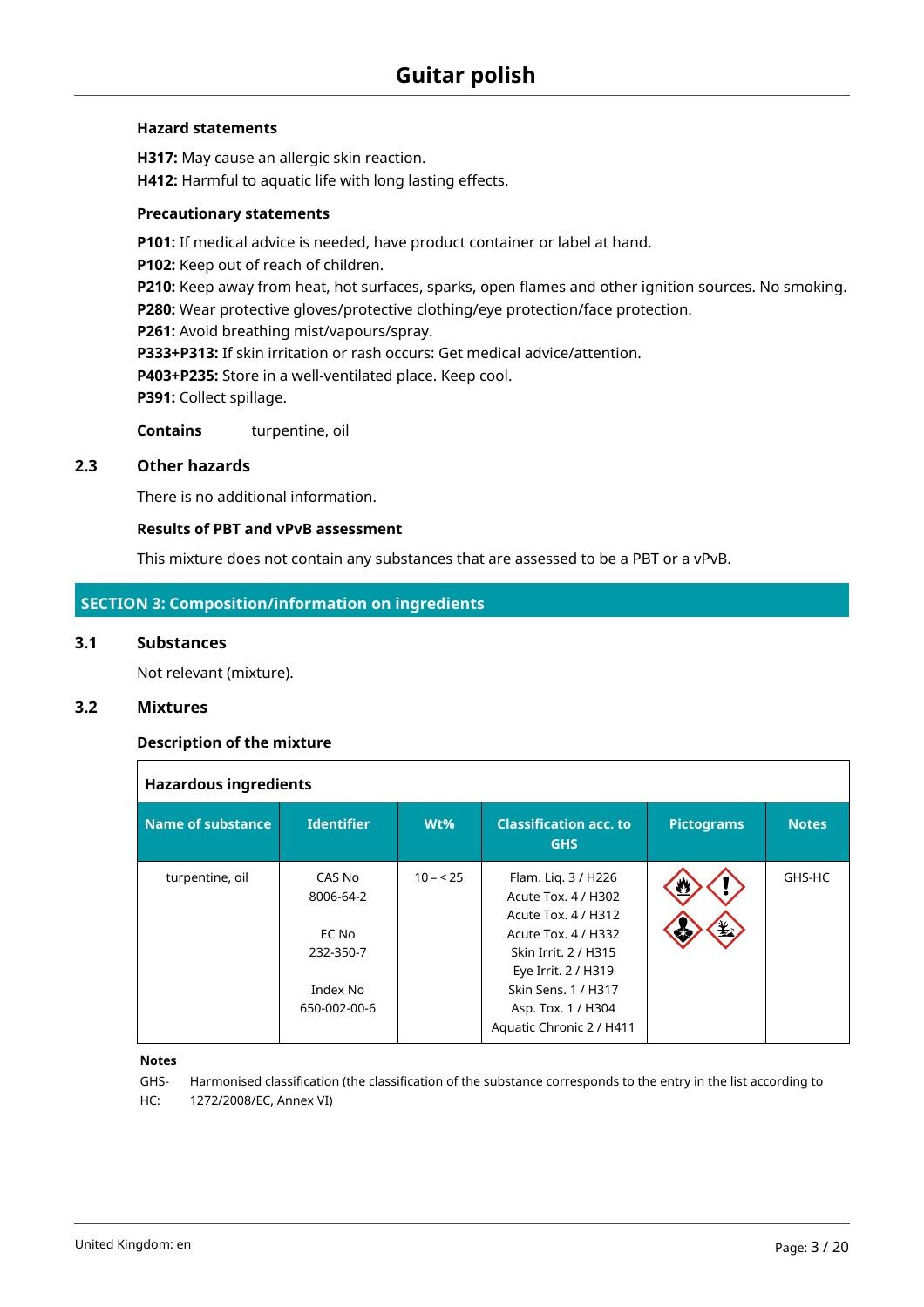#### Hazard statements

**H317:** May cause an allergic skin reaction.
**H412:** Harmful to aquatic life with long lasting effects.

#### Precautionary statements

**P101:** If medical advice is needed, have product container or label at hand.
**P102:** Keep out of reach of children.
**P210:** Keep away from heat, hot surfaces, sparks, open flames and other ignition sources. No smoking.
**P280:** Wear protective gloves/protective clothing/eye protection/face protection.
**P261:** Avoid breathing mist/vapours/spray.
**P333+P313:** If skin irritation or rash occurs: Get medical advice/attention.
**P403+P235:** Store in a well-ventilated place. Keep cool.
**P391:** Collect spillage.

**Contains** turpentine, oil

### 2.3 Other hazards

There is no additional information.

#### Results of PBT and vPvB assessment

This mixture does not contain any substances that are assessed to be a PBT or a vPvB.

## SECTION 3: Composition/information on ingredients

### 3.1 Substances

Not relevant (mixture).

### 3.2 Mixtures

#### Description of the mixture

**Hazardous ingredients**

| Name of substance | Identifier | Wt% | Classification acc. to GHS | Pictograms | Notes |
|---|---|---|---|---|---|
| turpentine, oil | CAS No 8006-64-2<br>EC No 232-350-7<br>Index No 650-002-00-6 | 10 – < 25 | Flam. Liq. 3 / H226<br>Acute Tox. 4 / H302<br>Acute Tox. 4 / H312<br>Acute Tox. 4 / H332<br>Skin Irrit. 2 / H315<br>Eye Irrit. 2 / H319<br>Skin Sens. 1 / H317<br>Asp. Tox. 1 / H304<br>Aquatic Chronic 2 / H411 | | GHS-HC |

**Notes**

GHS-HC: Harmonised classification (the classification of the substance corresponds to the entry in the list according to 1272/2008/EC, Annex VI)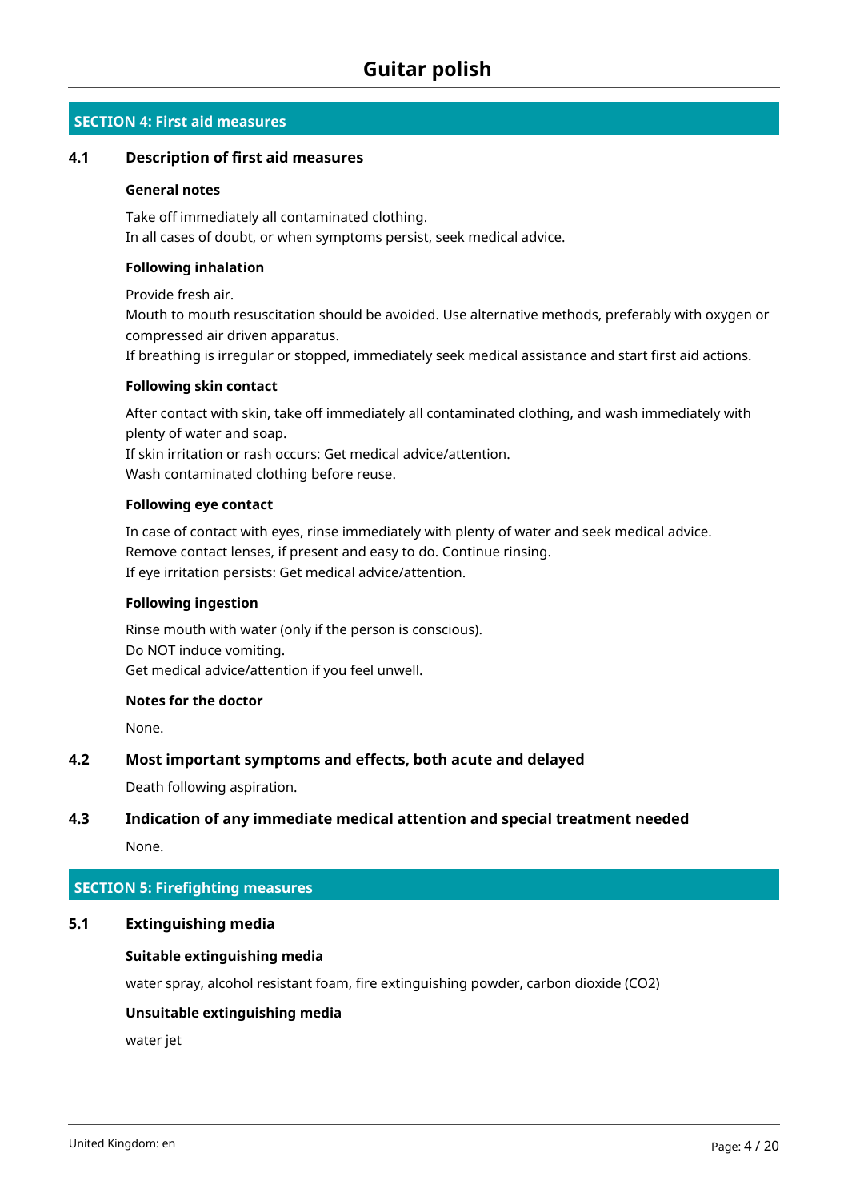## SECTION 4: First aid measures

### 4.1 Description of first aid measures

**General notes**

Take off immediately all contaminated clothing.
In all cases of doubt, or when symptoms persist, seek medical advice.

**Following inhalation**

Provide fresh air.
Mouth to mouth resuscitation should be avoided. Use alternative methods, preferably with oxygen or compressed air driven apparatus.
If breathing is irregular or stopped, immediately seek medical assistance and start first aid actions.

**Following skin contact**

After contact with skin, take off immediately all contaminated clothing, and wash immediately with plenty of water and soap.
If skin irritation or rash occurs: Get medical advice/attention.
Wash contaminated clothing before reuse.

**Following eye contact**

In case of contact with eyes, rinse immediately with plenty of water and seek medical advice.
Remove contact lenses, if present and easy to do. Continue rinsing.
If eye irritation persists: Get medical advice/attention.

**Following ingestion**

Rinse mouth with water (only if the person is conscious).
Do NOT induce vomiting.
Get medical advice/attention if you feel unwell.

**Notes for the doctor**

None.

### 4.2 Most important symptoms and effects, both acute and delayed

Death following aspiration.

### 4.3 Indication of any immediate medical attention and special treatment needed

None.

## SECTION 5: Firefighting measures

### 5.1 Extinguishing media

**Suitable extinguishing media**

water spray, alcohol resistant foam, fire extinguishing powder, carbon dioxide ($CO_2$)

**Unsuitable extinguishing media**

water jet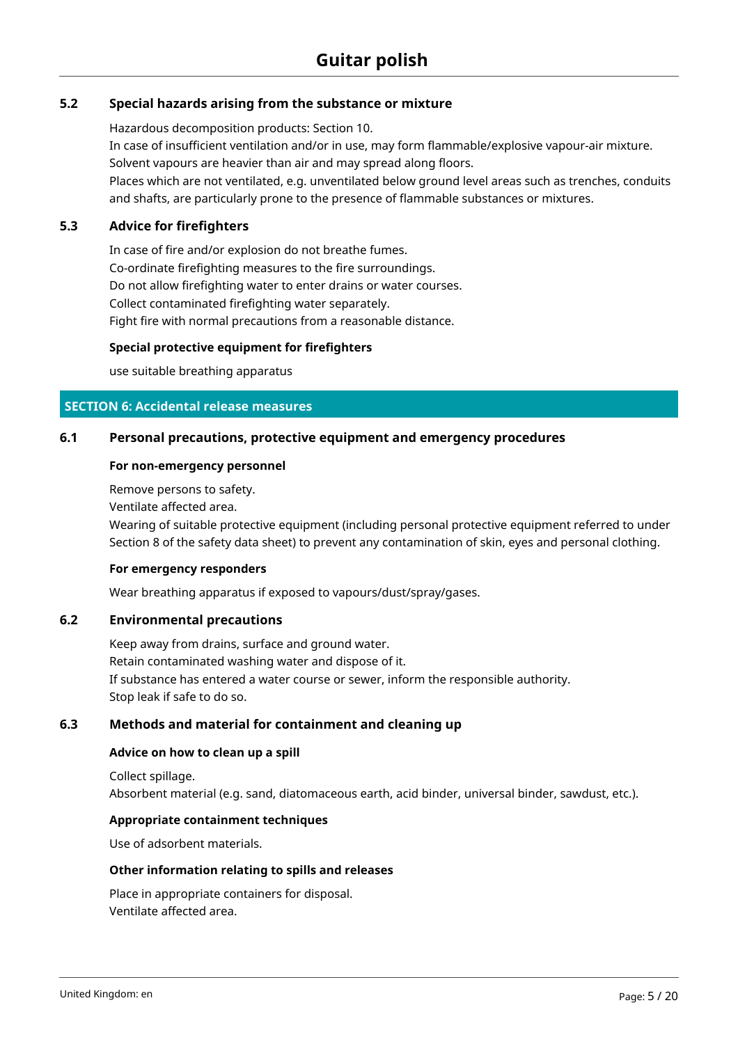### 5.2 Special hazards arising from the substance or mixture

Hazardous decomposition products: Section 10.
In case of insufficient ventilation and/or in use, may form flammable/explosive vapour-air mixture.
Solvent vapours are heavier than air and may spread along floors.
Places which are not ventilated, e.g. unventilated below ground level areas such as trenches, conduits and shafts, are particularly prone to the presence of flammable substances or mixtures.

### 5.3 Advice for firefighters

In case of fire and/or explosion do not breathe fumes.
Co-ordinate firefighting measures to the fire surroundings.
Do not allow firefighting water to enter drains or water courses.
Collect contaminated firefighting water separately.
Fight fire with normal precautions from a reasonable distance.

**Special protective equipment for firefighters**

use suitable breathing apparatus

## SECTION 6: Accidental release measures

### 6.1 Personal precautions, protective equipment and emergency procedures

**For non-emergency personnel**

Remove persons to safety.
Ventilate affected area.
Wearing of suitable protective equipment (including personal protective equipment referred to under Section 8 of the safety data sheet) to prevent any contamination of skin, eyes and personal clothing.

**For emergency responders**

Wear breathing apparatus if exposed to vapours/dust/spray/gases.

### 6.2 Environmental precautions

Keep away from drains, surface and ground water.
Retain contaminated washing water and dispose of it.
If substance has entered a water course or sewer, inform the responsible authority.
Stop leak if safe to do so.

### 6.3 Methods and material for containment and cleaning up

**Advice on how to clean up a spill**

Collect spillage.
Absorbent material (e.g. sand, diatomaceous earth, acid binder, universal binder, sawdust, etc.).

**Appropriate containment techniques**

Use of adsorbent materials.

**Other information relating to spills and releases**

Place in appropriate containers for disposal.
Ventilate affected area.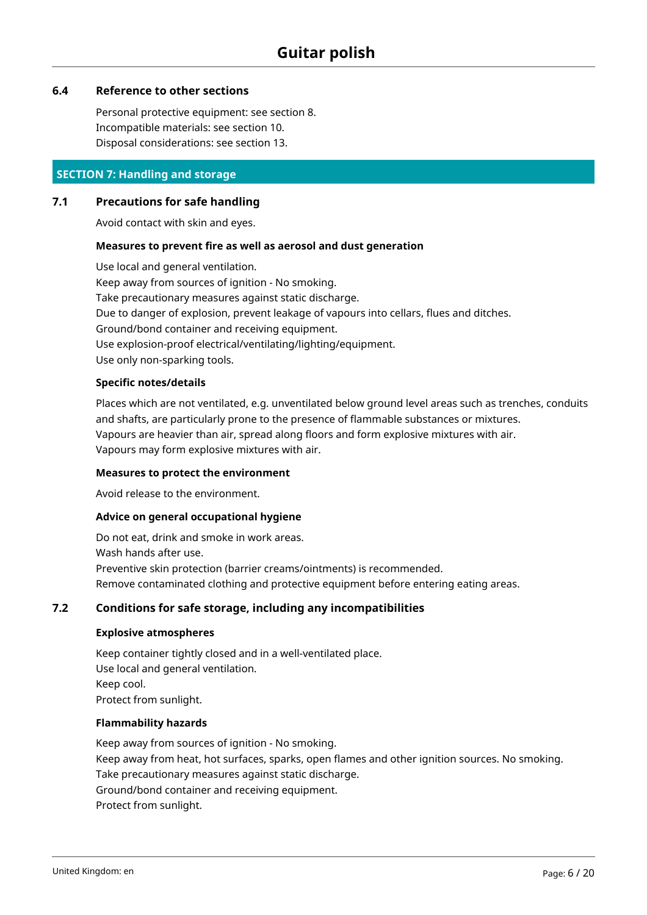### 6.4 Reference to other sections

Personal protective equipment: see section 8.
Incompatible materials: see section 10.
Disposal considerations: see section 13.

## SECTION 7: Handling and storage

### 7.1 Precautions for safe handling

Avoid contact with skin and eyes.

**Measures to prevent fire as well as aerosol and dust generation**

Use local and general ventilation.
Keep away from sources of ignition - No smoking.
Take precautionary measures against static discharge.
Due to danger of explosion, prevent leakage of vapours into cellars, flues and ditches.
Ground/bond container and receiving equipment.
Use explosion-proof electrical/ventilating/lighting/equipment.
Use only non-sparking tools.

**Specific notes/details**

Places which are not ventilated, e.g. unventilated below ground level areas such as trenches, conduits and shafts, are particularly prone to the presence of flammable substances or mixtures.
Vapours are heavier than air, spread along floors and form explosive mixtures with air.
Vapours may form explosive mixtures with air.

**Measures to protect the environment**

Avoid release to the environment.

**Advice on general occupational hygiene**

Do not eat, drink and smoke in work areas.
Wash hands after use.
Preventive skin protection (barrier creams/ointments) is recommended.
Remove contaminated clothing and protective equipment before entering eating areas.

### 7.2 Conditions for safe storage, including any incompatibilities

**Explosive atmospheres**

Keep container tightly closed and in a well-ventilated place.
Use local and general ventilation.
Keep cool.
Protect from sunlight.

**Flammability hazards**

Keep away from sources of ignition - No smoking.
Keep away from heat, hot surfaces, sparks, open flames and other ignition sources. No smoking.
Take precautionary measures against static discharge.
Ground/bond container and receiving equipment.
Protect from sunlight.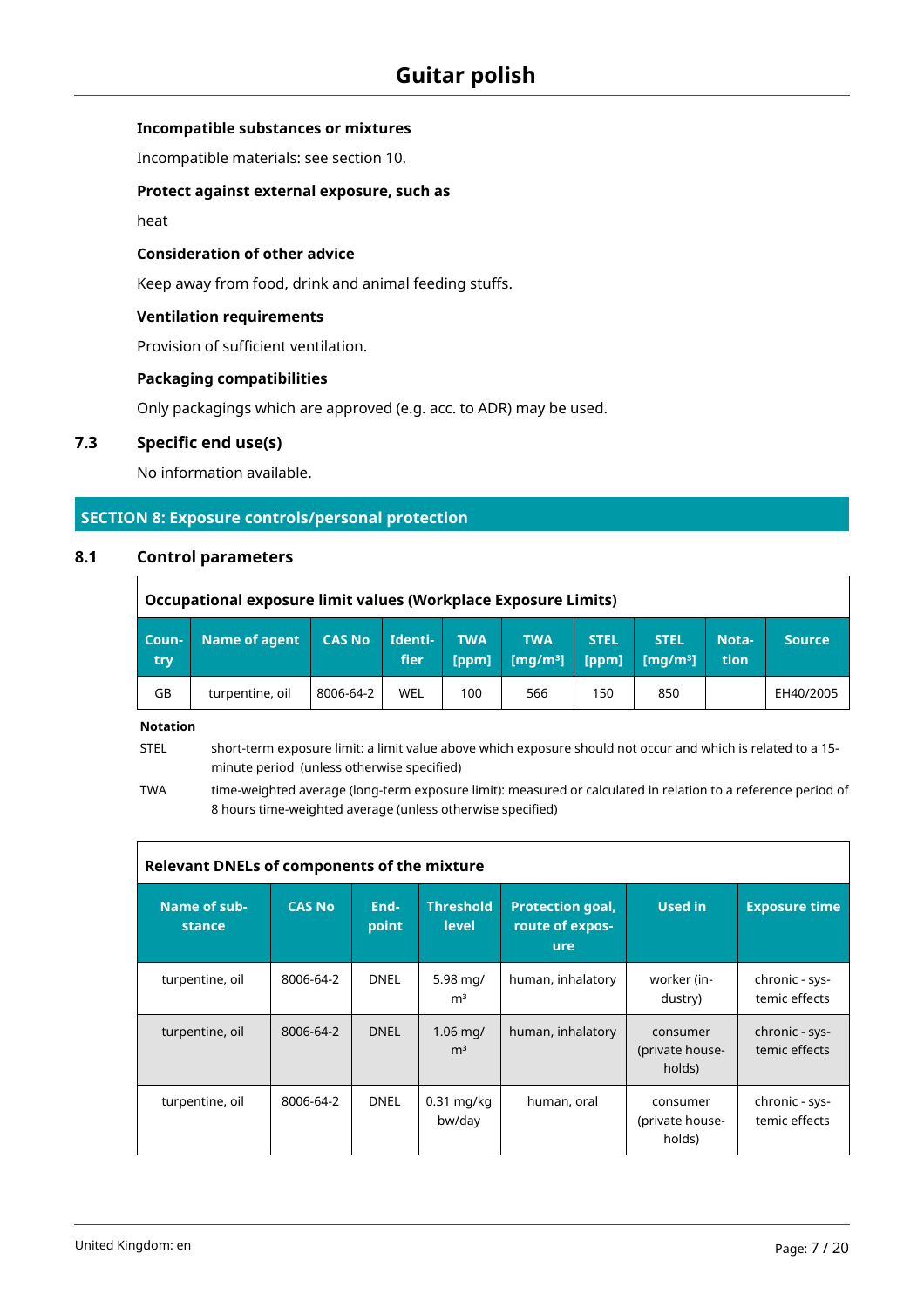**Incompatible substances or mixtures**

Incompatible materials: see section 10.

**Protect against external exposure, such as**

heat

**Consideration of other advice**

Keep away from food, drink and animal feeding stuffs.

**Ventilation requirements**

Provision of sufficient ventilation.

**Packaging compatibilities**

Only packagings which are approved (e.g. acc. to ADR) may be used.

### 7.3 Specific end use(s)

No information available.

## SECTION 8: Exposure controls/personal protection

### 8.1 Control parameters

**Occupational exposure limit values (Workplace Exposure Limits)**

| Country | Name of agent | CAS No | Identifier | TWA [ppm] | TWA [mg/m³] | STEL [ppm] | STEL [mg/m³] | Notation | Source |
|---|---|---|---|---|---|---|---|---|---|
| GB | turpentine, oil | 8006-64-2 | WEL | 100 | 566 | 150 | 850 | | EH40/2005 |

**Notation**

STEL short-term exposure limit: a limit value above which exposure should not occur and which is related to a 15-minute period (unless otherwise specified)

TWA time-weighted average (long-term exposure limit): measured or calculated in relation to a reference period of 8 hours time-weighted average (unless otherwise specified)

**Relevant DNELs of components of the mixture**

| Name of substance | CAS No | Endpoint | Threshold level | Protection goal, route of exposure | Used in | Exposure time |
|---|---|---|---|---|---|---|
| turpentine, oil | 8006-64-2 | DNEL | 5.98 mg/m³ | human, inhalatory | worker (industry) | chronic - systemic effects |
| turpentine, oil | 8006-64-2 | DNEL | 1.06 mg/m³ | human, inhalatory | consumer (private households) | chronic - systemic effects |
| turpentine, oil | 8006-64-2 | DNEL | 0.31 mg/kg bw/day | human, oral | consumer (private households) | chronic - systemic effects |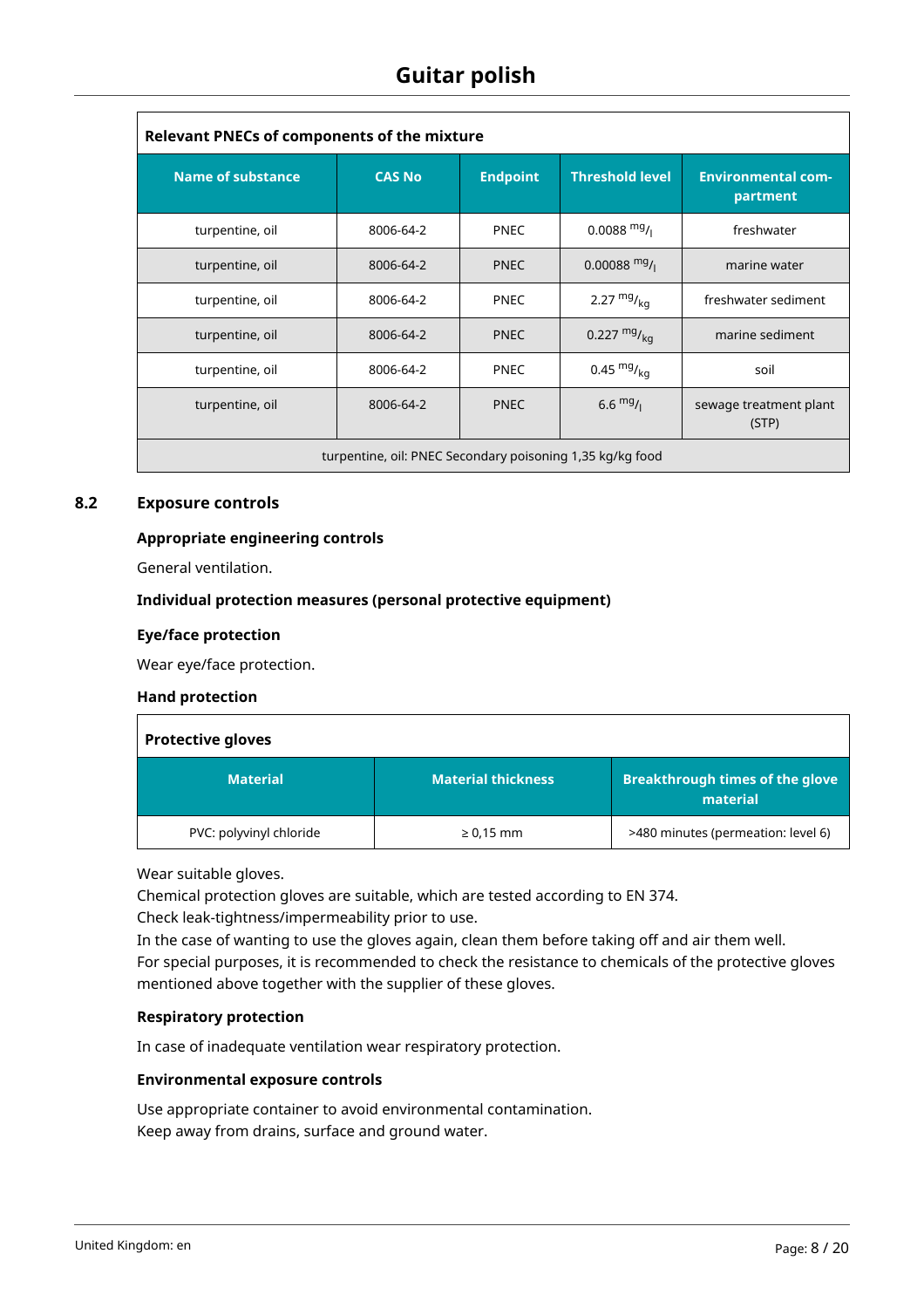| Relevant PNECs of components of the mixture | | | | |
|---|---|---|---|---|
| **Name of substance** | **CAS No** | **Endpoint** | **Threshold level** | **Environmental compartment** |
| turpentine, oil | 8006-64-2 | PNEC | 0.0088 $^{mg}/_{l}$ | freshwater |
| turpentine, oil | 8006-64-2 | PNEC | 0.00088 $^{mg}/_{l}$ | marine water |
| turpentine, oil | 8006-64-2 | PNEC | 2.27 $^{mg}/_{kg}$ | freshwater sediment |
| turpentine, oil | 8006-64-2 | PNEC | 0.227 $^{mg}/_{kg}$ | marine sediment |
| turpentine, oil | 8006-64-2 | PNEC | 0.45 $^{mg}/_{kg}$ | soil |
| turpentine, oil | 8006-64-2 | PNEC | 6.6 $^{mg}/_{l}$ | sewage treatment plant (STP) |
| turpentine, oil: PNEC Secondary poisoning 1,35 kg/kg food | | | | |

## 8.2 Exposure controls

### Appropriate engineering controls

General ventilation.

### Individual protection measures (personal protective equipment)

### Eye/face protection

Wear eye/face protection.

### Hand protection

| Protective gloves | | |
|---|---|---|
| **Material** | **Material thickness** | **Breakthrough times of the glove material** |
| PVC: polyvinyl chloride | ≥ 0,15 mm | >480 minutes (permeation: level 6) |

Wear suitable gloves.
Chemical protection gloves are suitable, which are tested according to EN 374.
Check leak-tightness/impermeability prior to use.
In the case of wanting to use the gloves again, clean them before taking off and air them well.
For special purposes, it is recommended to check the resistance to chemicals of the protective gloves mentioned above together with the supplier of these gloves.

### Respiratory protection

In case of inadequate ventilation wear respiratory protection.

### Environmental exposure controls

Use appropriate container to avoid environmental contamination.
Keep away from drains, surface and ground water.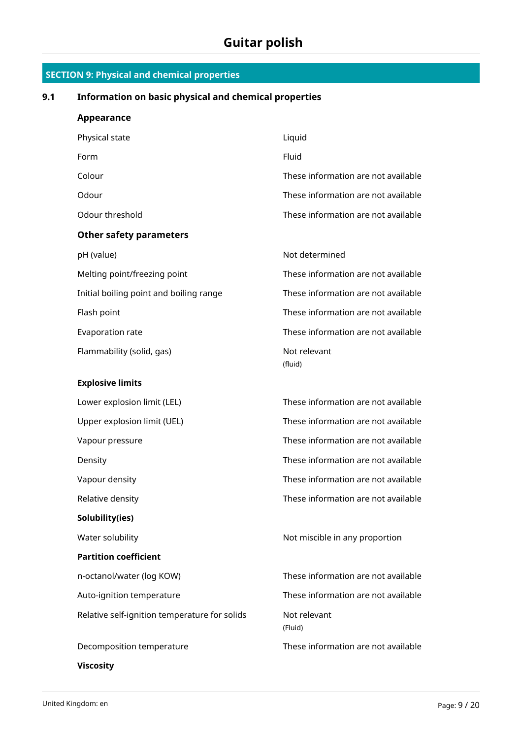## SECTION 9: Physical and chemical properties

### 9.1 Information on basic physical and chemical properties

**Appearance**

| | |
|---|---|
| Physical state | Liquid |
| Form | Fluid |
| Colour | These information are not available |
| Odour | These information are not available |
| Odour threshold | These information are not available |

**Other safety parameters**

| | |
|---|---|
| pH (value) | Not determined |
| Melting point/freezing point | These information are not available |
| Initial boiling point and boiling range | These information are not available |
| Flash point | These information are not available |
| Evaporation rate | These information are not available |
| Flammability (solid, gas) | Not relevant (fluid) |

**Explosive limits**

| | |
|---|---|
| Lower explosion limit (LEL) | These information are not available |
| Upper explosion limit (UEL) | These information are not available |
| Vapour pressure | These information are not available |
| Density | These information are not available |
| Vapour density | These information are not available |
| Relative density | These information are not available |

**Solubility(ies)**

| | |
|---|---|
| Water solubility | Not miscible in any proportion |

**Partition coefficient**

| | |
|---|---|
| n-octanol/water (log KOW) | These information are not available |
| Auto-ignition temperature | These information are not available |
| Relative self-ignition temperature for solids | Not relevant (Fluid) |
| Decomposition temperature | These information are not available |

**Viscosity**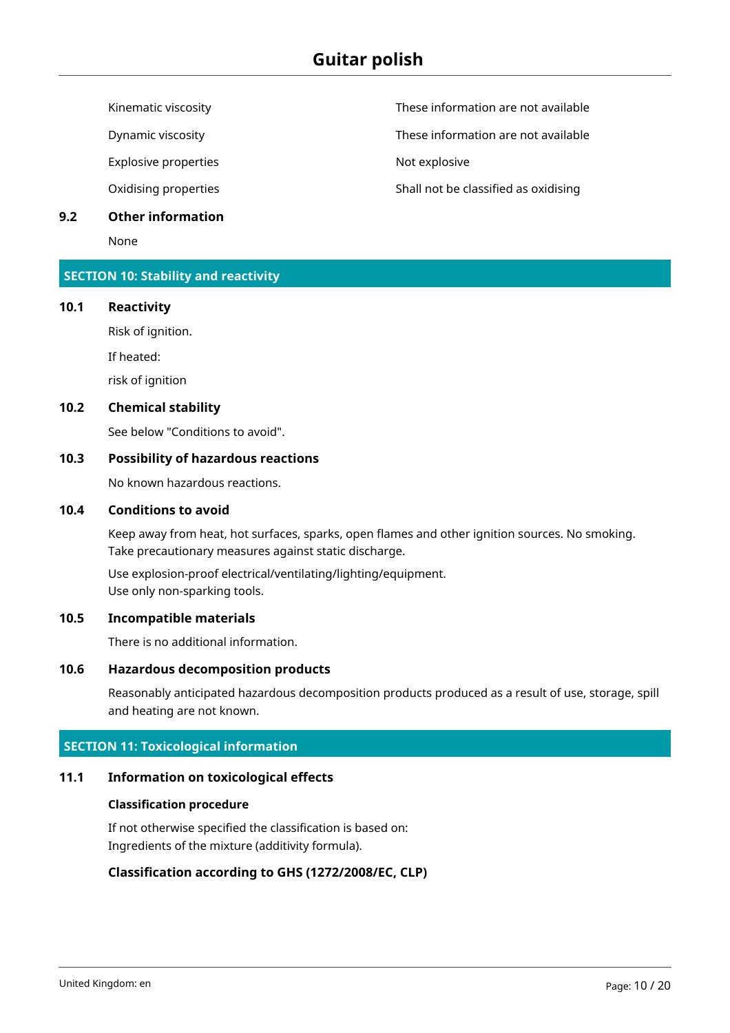| | |
|---|---|
| Kinematic viscosity | These information are not available |
| Dynamic viscosity | These information are not available |
| Explosive properties | Not explosive |
| Oxidising properties | Shall not be classified as oxidising |

### 9.2 Other information

None

## SECTION 10: Stability and reactivity

### 10.1 Reactivity

Risk of ignition.

If heated:

risk of ignition

### 10.2 Chemical stability

See below "Conditions to avoid".

### 10.3 Possibility of hazardous reactions

No known hazardous reactions.

### 10.4 Conditions to avoid

Keep away from heat, hot surfaces, sparks, open flames and other ignition sources. No smoking.
Take precautionary measures against static discharge.

Use explosion-proof electrical/ventilating/lighting/equipment.
Use only non-sparking tools.

### 10.5 Incompatible materials

There is no additional information.

### 10.6 Hazardous decomposition products

Reasonably anticipated hazardous decomposition products produced as a result of use, storage, spill and heating are not known.

## SECTION 11: Toxicological information

### 11.1 Information on toxicological effects

**Classification procedure**

If not otherwise specified the classification is based on:
Ingredients of the mixture (additivity formula).

**Classification according to GHS (1272/2008/EC, CLP)**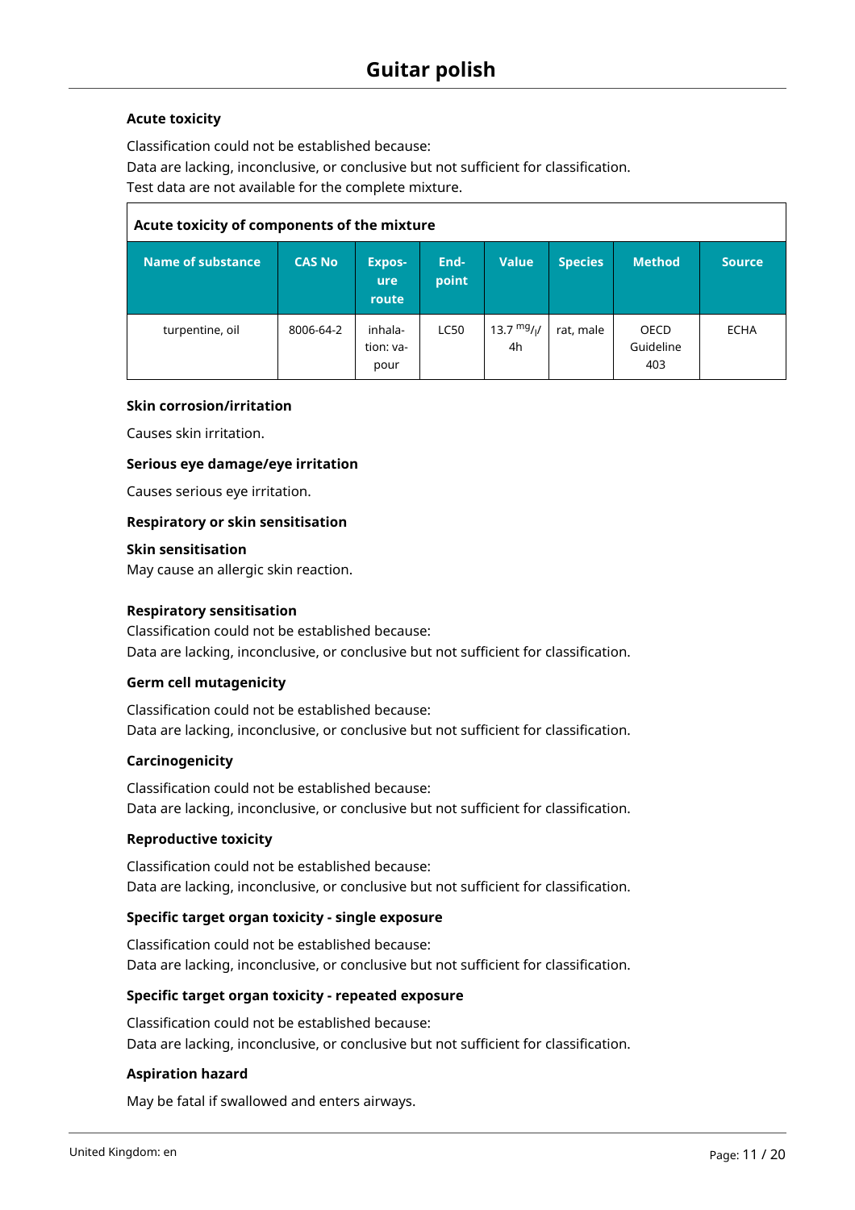### Acute toxicity

Classification could not be established because:
Data are lacking, inconclusive, or conclusive but not sufficient for classification.
Test data are not available for the complete mixture.

| Acute toxicity of components of the mixture | | | | | | | |
|---|---|---|---|---|---|---|---|
| **Name of substance** | **CAS No** | **Exposure route** | **Endpoint** | **Value** | **Species** | **Method** | **Source** |
| turpentine, oil | 8006-64-2 | inhalation: vapour | LC50 | 13.7 $^{mg}/_{l}$/ 4h | rat, male | OECD Guideline 403 | ECHA |

### Skin corrosion/irritation

Causes skin irritation.

### Serious eye damage/eye irritation

Causes serious eye irritation.

### Respiratory or skin sensitisation

#### Skin sensitisation

May cause an allergic skin reaction.

#### Respiratory sensitisation

Classification could not be established because:
Data are lacking, inconclusive, or conclusive but not sufficient for classification.

### Germ cell mutagenicity

Classification could not be established because:
Data are lacking, inconclusive, or conclusive but not sufficient for classification.

### Carcinogenicity

Classification could not be established because:
Data are lacking, inconclusive, or conclusive but not sufficient for classification.

### Reproductive toxicity

Classification could not be established because:
Data are lacking, inconclusive, or conclusive but not sufficient for classification.

### Specific target organ toxicity - single exposure

Classification could not be established because:
Data are lacking, inconclusive, or conclusive but not sufficient for classification.

### Specific target organ toxicity - repeated exposure

Classification could not be established because:
Data are lacking, inconclusive, or conclusive but not sufficient for classification.

### Aspiration hazard

May be fatal if swallowed and enters airways.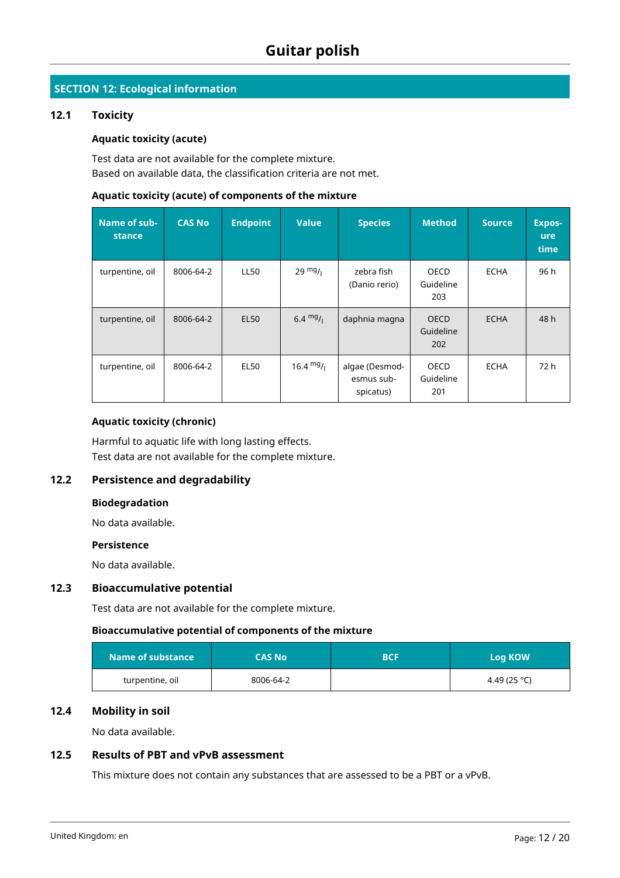## SECTION 12: Ecological information

### 12.1 Toxicity

#### Aquatic toxicity (acute)

Test data are not available for the complete mixture.
Based on available data, the classification criteria are not met.

#### Aquatic toxicity (acute) of components of the mixture

| Name of substance | CAS No | Endpoint | Value | Species | Method | Source | Exposure time |
|---|---|---|---|---|---|---|---|
| turpentine, oil | 8006-64-2 | LL50 | 29 $^{mg}/_{l}$ | zebra fish (Danio rerio) | OECD Guideline 203 | ECHA | 96 h |
| turpentine, oil | 8006-64-2 | EL50 | 6.4 $^{mg}/_{l}$ | daphnia magna | OECD Guideline 202 | ECHA | 48 h |
| turpentine, oil | 8006-64-2 | EL50 | 16.4 $^{mg}/_{l}$ | algae (Desmodesmus subspicatus) | OECD Guideline 201 | ECHA | 72 h |

#### Aquatic toxicity (chronic)

Harmful to aquatic life with long lasting effects.
Test data are not available for the complete mixture.

### 12.2 Persistence and degradability

#### Biodegradation

No data available.

#### Persistence

No data available.

### 12.3 Bioaccumulative potential

Test data are not available for the complete mixture.

#### Bioaccumulative potential of components of the mixture

| Name of substance | CAS No | BCF | Log KOW |
|---|---|---|---|
| turpentine, oil | 8006-64-2 | | 4.49 (25 °C) |

### 12.4 Mobility in soil

No data available.

### 12.5 Results of PBT and vPvB assessment

This mixture does not contain any substances that are assessed to be a PBT or a vPvB.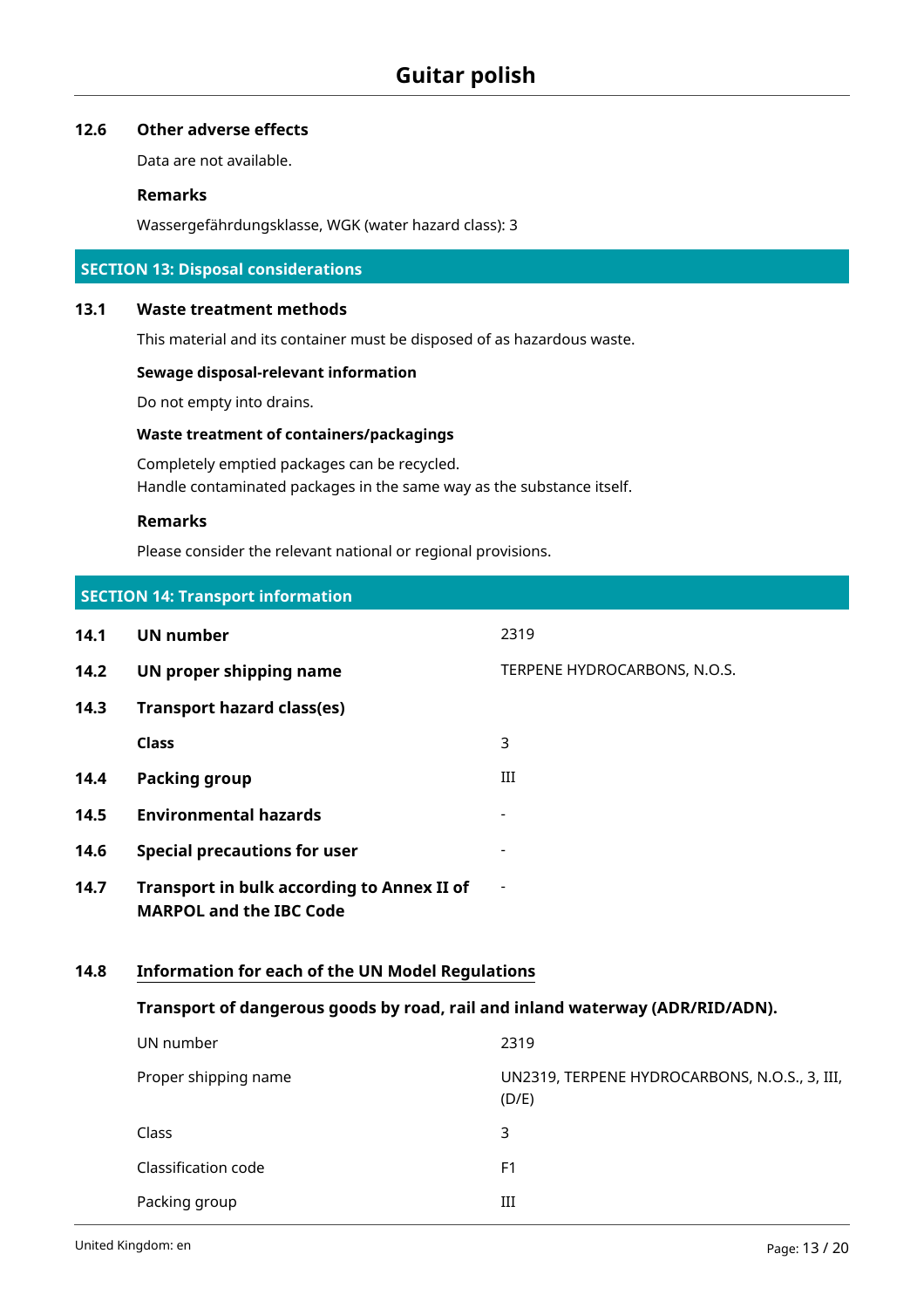### 12.6 Other adverse effects

Data are not available.

**Remarks**

Wassergefährdungsklasse, WGK (water hazard class): 3

## SECTION 13: Disposal considerations

### 13.1 Waste treatment methods

This material and its container must be disposed of as hazardous waste.

**Sewage disposal-relevant information**

Do not empty into drains.

**Waste treatment of containers/packagings**

Completely emptied packages can be recycled.
Handle contaminated packages in the same way as the substance itself.

**Remarks**

Please consider the relevant national or regional provisions.

## SECTION 14: Transport information

| | | |
|---|---|---|
| **14.1** | **UN number** | 2319 |
| **14.2** | **UN proper shipping name** | TERPENE HYDROCARBONS, N.O.S. |
| **14.3** | **Transport hazard class(es)** | |
| | **Class** | 3 |
| **14.4** | **Packing group** | III |
| **14.5** | **Environmental hazards** | - |
| **14.6** | **Special precautions for user** | - |
| **14.7** | **Transport in bulk according to Annex II of MARPOL and the IBC Code** | - |

### 14.8 Information for each of the UN Model Regulations

**Transport of dangerous goods by road, rail and inland waterway (ADR/RID/ADN).**

| | |
|---|---|
| UN number | 2319 |
| Proper shipping name | UN2319, TERPENE HYDROCARBONS, N.O.S., 3, III, (D/E) |
| Class | 3 |
| Classification code | F1 |
| Packing group | III |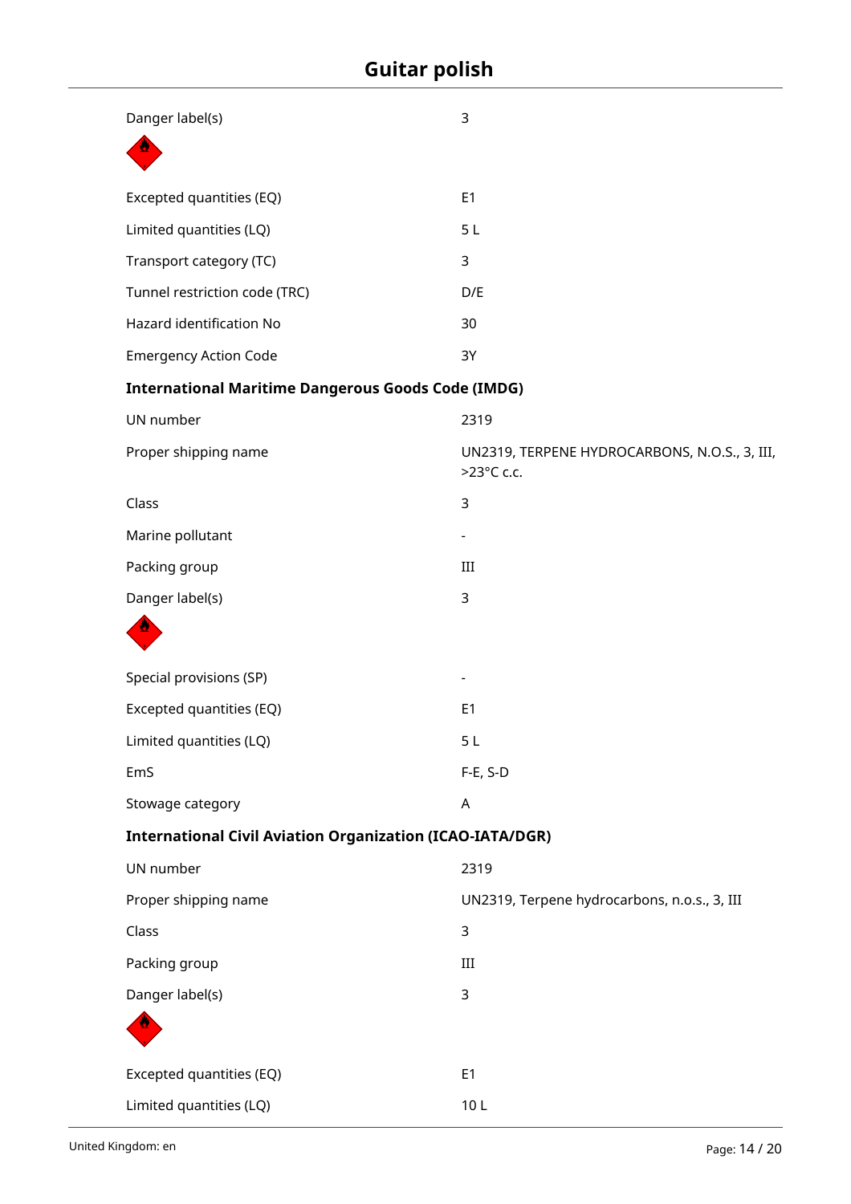| | |
|---|---|
| Danger label(s) | 3 |
| Excepted quantities (EQ) | E1 |
| Limited quantities (LQ) | 5 L |
| Transport category (TC) | 3 |
| Tunnel restriction code (TRC) | D/E |
| Hazard identification No | 30 |
| Emergency Action Code | 3Y |

**International Maritime Dangerous Goods Code (IMDG)**

| | |
|---|---|
| UN number | 2319 |
| Proper shipping name | UN2319, TERPENE HYDROCARBONS, N.O.S., 3, III, >23°C c.c. |
| Class | 3 |
| Marine pollutant | - |
| Packing group | III |
| Danger label(s) | 3 |
| Special provisions (SP) | - |
| Excepted quantities (EQ) | E1 |
| Limited quantities (LQ) | 5 L |
| EmS | F-E, S-D |
| Stowage category | A |

**International Civil Aviation Organization (ICAO-IATA/DGR)**

| | |
|---|---|
| UN number | 2319 |
| Proper shipping name | UN2319, Terpene hydrocarbons, n.o.s., 3, III |
| Class | 3 |
| Packing group | III |
| Danger label(s) | 3 |
| Excepted quantities (EQ) | E1 |
| Limited quantities (LQ) | 10 L |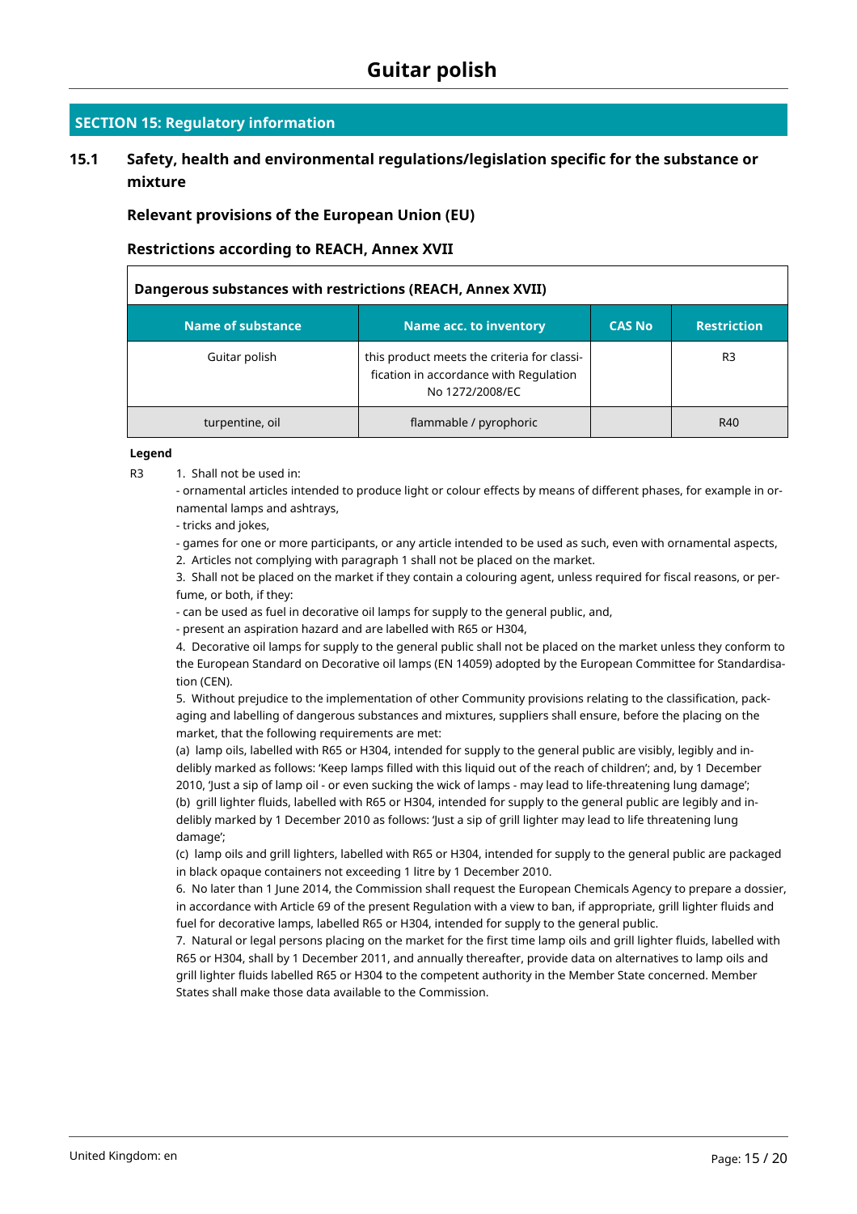## SECTION 15: Regulatory information

### 15.1 Safety, health and environmental regulations/legislation specific for the substance or mixture

#### Relevant provisions of the European Union (EU)

#### Restrictions according to REACH, Annex XVII

**Dangerous substances with restrictions (REACH, Annex XVII)**

| Name of substance | Name acc. to inventory | CAS No | Restriction |
|---|---|---|---|
| Guitar polish | this product meets the criteria for classification in accordance with Regulation No 1272/2008/EC | | R3 |
| turpentine, oil | flammable / pyrophoric | | R40 |

**Legend**

R3 1. Shall not be used in:
- ornamental articles intended to produce light or colour effects by means of different phases, for example in ornamental lamps and ashtrays,
- tricks and jokes,
- games for one or more participants, or any article intended to be used as such, even with ornamental aspects,

2. Articles not complying with paragraph 1 shall not be placed on the market.

3. Shall not be placed on the market if they contain a colouring agent, unless required for fiscal reasons, or perfume, or both, if they:
- can be used as fuel in decorative oil lamps for supply to the general public, and,
- present an aspiration hazard and are labelled with R65 or H304,

4. Decorative oil lamps for supply to the general public shall not be placed on the market unless they conform to the European Standard on Decorative oil lamps (EN 14059) adopted by the European Committee for Standardisation (CEN).

5. Without prejudice to the implementation of other Community provisions relating to the classification, packaging and labelling of dangerous substances and mixtures, suppliers shall ensure, before the placing on the market, that the following requirements are met:
(a) lamp oils, labelled with R65 or H304, intended for supply to the general public are visibly, legibly and indelibly marked as follows: 'Keep lamps filled with this liquid out of the reach of children'; and, by 1 December 2010, 'Just a sip of lamp oil - or even sucking the wick of lamps - may lead to life-threatening lung damage';
(b) grill lighter fluids, labelled with R65 or H304, intended for supply to the general public are legibly and indelibly marked by 1 December 2010 as follows: 'Just a sip of grill lighter may lead to life threatening lung damage';
(c) lamp oils and grill lighters, labelled with R65 or H304, intended for supply to the general public are packaged in black opaque containers not exceeding 1 litre by 1 December 2010.

6. No later than 1 June 2014, the Commission shall request the European Chemicals Agency to prepare a dossier, in accordance with Article 69 of the present Regulation with a view to ban, if appropriate, grill lighter fluids and fuel for decorative lamps, labelled R65 or H304, intended for supply to the general public.

7. Natural or legal persons placing on the market for the first time lamp oils and grill lighter fluids, labelled with R65 or H304, shall by 1 December 2011, and annually thereafter, provide data on alternatives to lamp oils and grill lighter fluids labelled R65 or H304 to the competent authority in the Member State concerned. Member States shall make those data available to the Commission.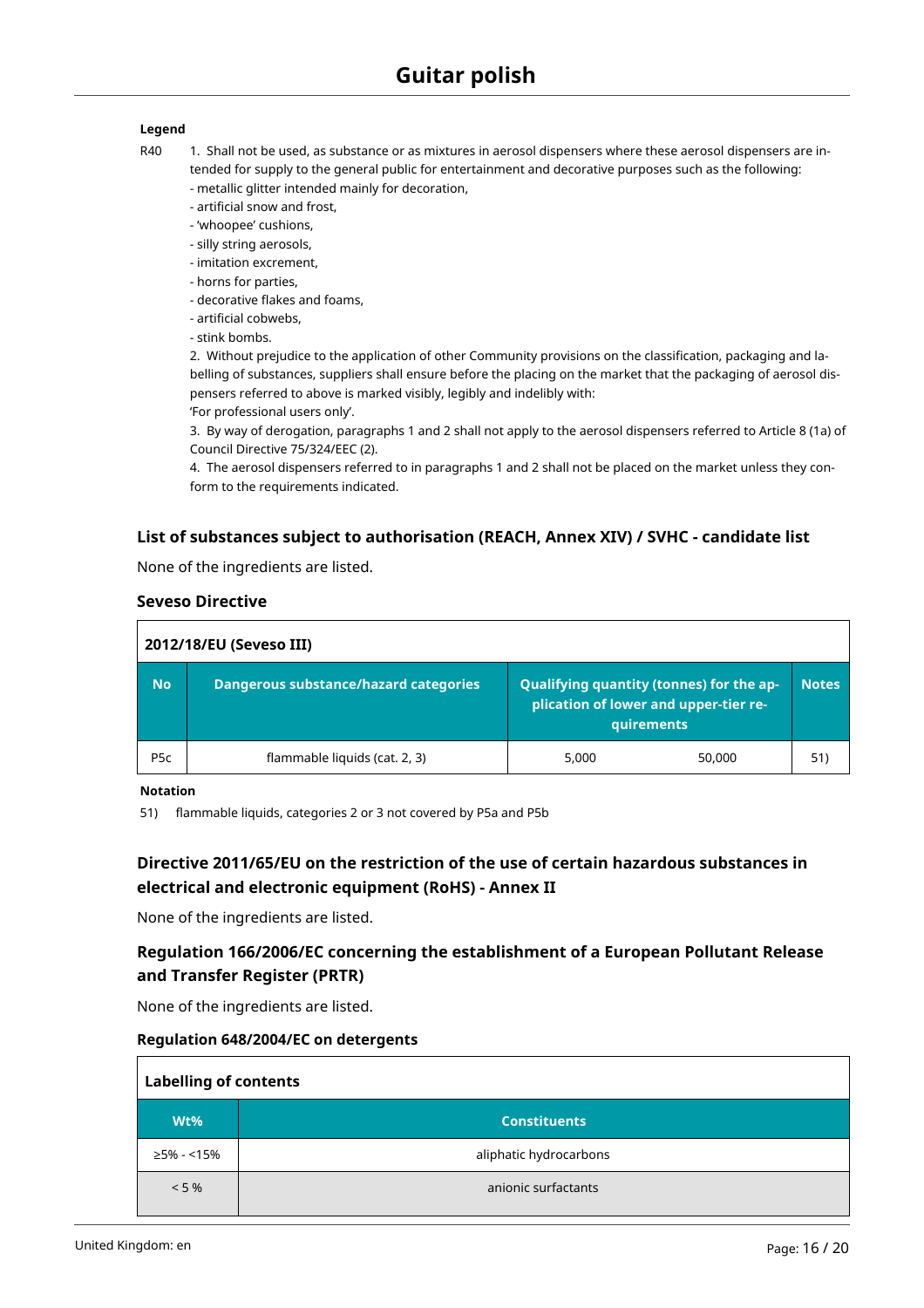**Legend**

R40 1. Shall not be used, as substance or as mixtures in aerosol dispensers where these aerosol dispensers are intended for supply to the general public for entertainment and decorative purposes such as the following:
- metallic glitter intended mainly for decoration,
- artificial snow and frost,
- 'whoopee' cushions,
- silly string aerosols,
- imitation excrement,
- horns for parties,
- decorative flakes and foams,
- artificial cobwebs,
- stink bombs.

2. Without prejudice to the application of other Community provisions on the classification, packaging and labelling of substances, suppliers shall ensure before the placing on the market that the packaging of aerosol dispensers referred to above is marked visibly, legibly and indelibly with:
'For professional users only'.

3. By way of derogation, paragraphs 1 and 2 shall not apply to the aerosol dispensers referred to Article 8 (1a) of Council Directive 75/324/EEC (2).

4. The aerosol dispensers referred to in paragraphs 1 and 2 shall not be placed on the market unless they conform to the requirements indicated.

### List of substances subject to authorisation (REACH, Annex XIV) / SVHC - candidate list

None of the ingredients are listed.

### Seveso Directive

**2012/18/EU (Seveso III)**

| No | Dangerous substance/hazard categories | Qualifying quantity (tonnes) for the application of lower and upper-tier requirements | | Notes |
|---|---|---|---|---|
| P5c | flammable liquids (cat. 2, 3) | 5,000 | 50,000 | 51) |

**Notation**

51) flammable liquids, categories 2 or 3 not covered by P5a and P5b

### Directive 2011/65/EU on the restriction of the use of certain hazardous substances in electrical and electronic equipment (RoHS) - Annex II

None of the ingredients are listed.

### Regulation 166/2006/EC concerning the establishment of a European Pollutant Release and Transfer Register (PRTR)

None of the ingredients are listed.

### Regulation 648/2004/EC on detergents

**Labelling of contents**

| Wt% | Constituents |
|---|---|
| ≥5% - <15% | aliphatic hydrocarbons |
| < 5 % | anionic surfactants |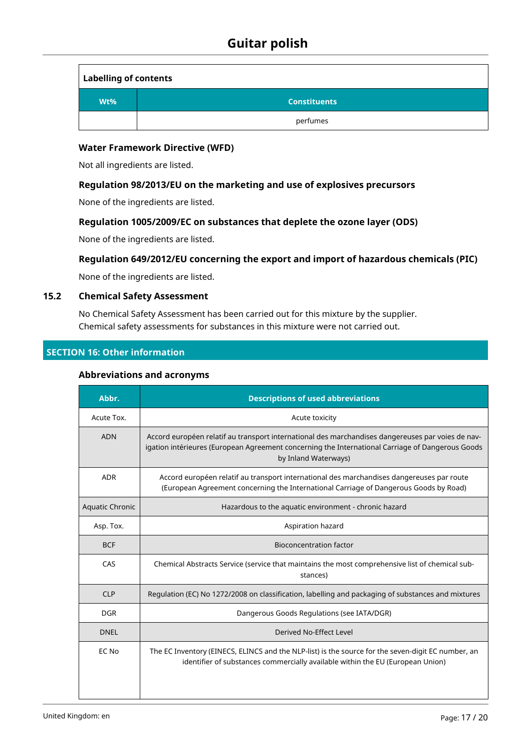| Labelling of contents | |
|---|---|
| **Wt%** | **Constituents** |
| | perfumes |

### Water Framework Directive (WFD)

Not all ingredients are listed.

### Regulation 98/2013/EU on the marketing and use of explosives precursors

None of the ingredients are listed.

### Regulation 1005/2009/EC on substances that deplete the ozone layer (ODS)

None of the ingredients are listed.

### Regulation 649/2012/EU concerning the export and import of hazardous chemicals (PIC)

None of the ingredients are listed.

## 15.2 Chemical Safety Assessment

No Chemical Safety Assessment has been carried out for this mixture by the supplier.
Chemical safety assessments for substances in this mixture were not carried out.

## SECTION 16: Other information

### Abbreviations and acronyms

| Abbr. | Descriptions of used abbreviations |
|---|---|
| Acute Tox. | Acute toxicity |
| ADN | Accord européen relatif au transport international des marchandises dangereuses par voies de navigation intérieures (European Agreement concerning the International Carriage of Dangerous Goods by Inland Waterways) |
| ADR | Accord européen relatif au transport international des marchandises dangereuses par route (European Agreement concerning the International Carriage of Dangerous Goods by Road) |
| Aquatic Chronic | Hazardous to the aquatic environment - chronic hazard |
| Asp. Tox. | Aspiration hazard |
| BCF | Bioconcentration factor |
| CAS | Chemical Abstracts Service (service that maintains the most comprehensive list of chemical substances) |
| CLP | Regulation (EC) No 1272/2008 on classification, labelling and packaging of substances and mixtures |
| DGR | Dangerous Goods Regulations (see IATA/DGR) |
| DNEL | Derived No-Effect Level |
| EC No | The EC Inventory (EINECS, ELINCS and the NLP-list) is the source for the seven-digit EC number, an identifier of substances commercially available within the EU (European Union) |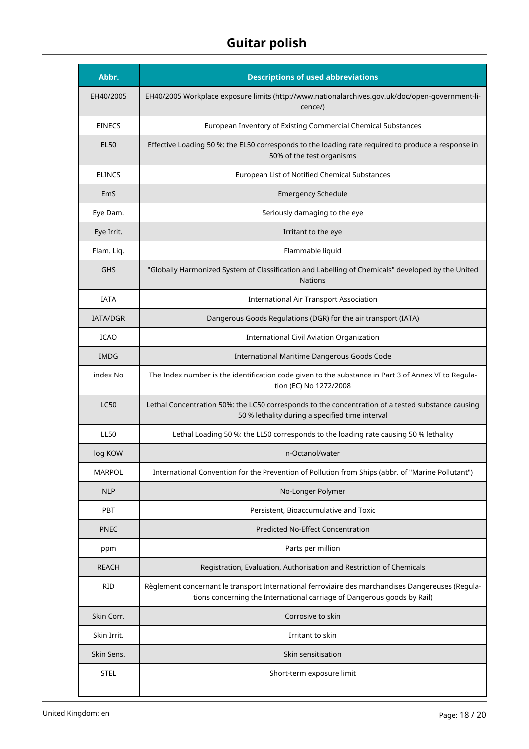| Abbr. | Descriptions of used abbreviations |
|---|---|
| EH40/2005 | EH40/2005 Workplace exposure limits (http://www.nationalarchives.gov.uk/doc/open-government-licence/) |
| EINECS | European Inventory of Existing Commercial Chemical Substances |
| EL50 | Effective Loading 50 %: the EL50 corresponds to the loading rate required to produce a response in 50% of the test organisms |
| ELINCS | European List of Notified Chemical Substances |
| EmS | Emergency Schedule |
| Eye Dam. | Seriously damaging to the eye |
| Eye Irrit. | Irritant to the eye |
| Flam. Liq. | Flammable liquid |
| GHS | "Globally Harmonized System of Classification and Labelling of Chemicals" developed by the United Nations |
| IATA | International Air Transport Association |
| IATA/DGR | Dangerous Goods Regulations (DGR) for the air transport (IATA) |
| ICAO | International Civil Aviation Organization |
| IMDG | International Maritime Dangerous Goods Code |
| index No | The Index number is the identification code given to the substance in Part 3 of Annex VI to Regulation (EC) No 1272/2008 |
| LC50 | Lethal Concentration 50%: the LC50 corresponds to the concentration of a tested substance causing 50 % lethality during a specified time interval |
| LL50 | Lethal Loading 50 %: the LL50 corresponds to the loading rate causing 50 % lethality |
| log KOW | n-Octanol/water |
| MARPOL | International Convention for the Prevention of Pollution from Ships (abbr. of "Marine Pollutant") |
| NLP | No-Longer Polymer |
| PBT | Persistent, Bioaccumulative and Toxic |
| PNEC | Predicted No-Effect Concentration |
| ppm | Parts per million |
| REACH | Registration, Evaluation, Authorisation and Restriction of Chemicals |
| RID | Règlement concernant le transport International ferroviaire des marchandises Dangereuses (Regulations concerning the International carriage of Dangerous goods by Rail) |
| Skin Corr. | Corrosive to skin |
| Skin Irrit. | Irritant to skin |
| Skin Sens. | Skin sensitisation |
| STEL | Short-term exposure limit |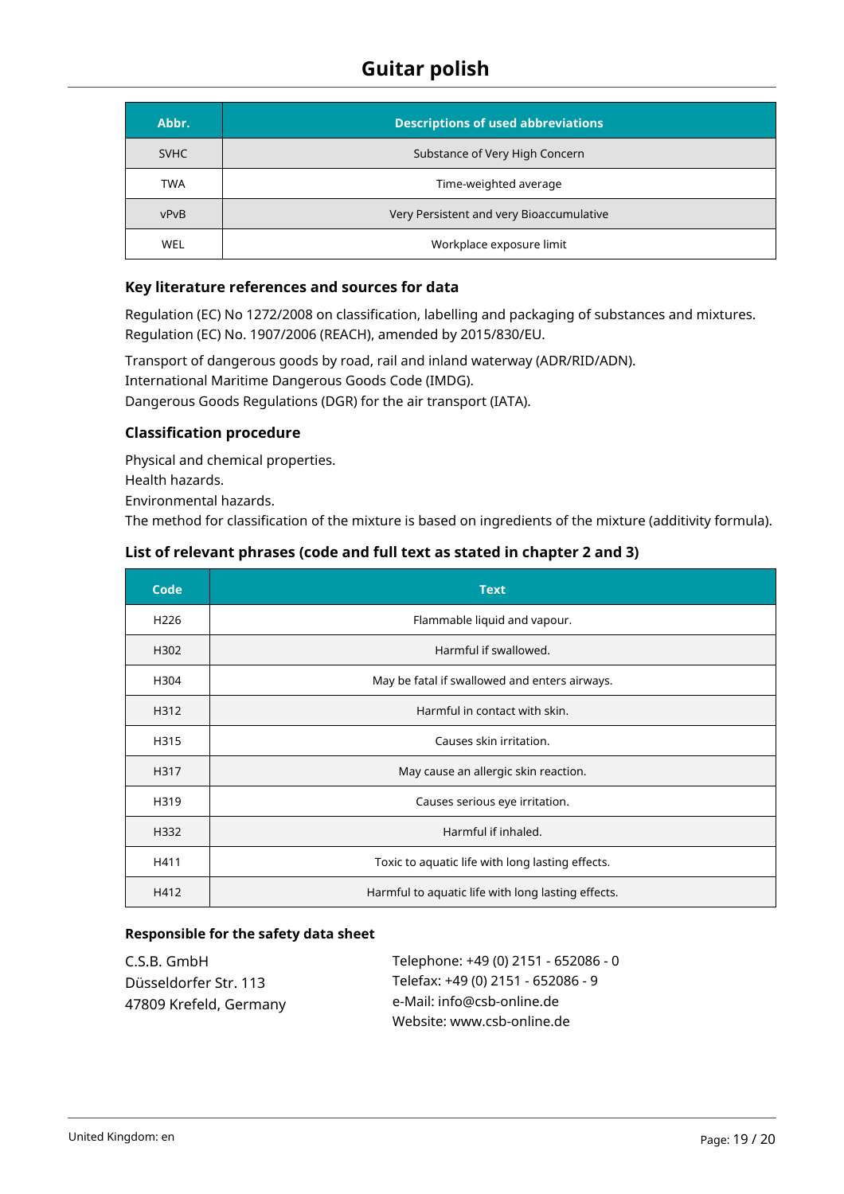| Abbr. | Descriptions of used abbreviations |
|---|---|
| SVHC | Substance of Very High Concern |
| TWA | Time-weighted average |
| vPvB | Very Persistent and very Bioaccumulative |
| WEL | Workplace exposure limit |

### Key literature references and sources for data

Regulation (EC) No 1272/2008 on classification, labelling and packaging of substances and mixtures.
Regulation (EC) No. 1907/2006 (REACH), amended by 2015/830/EU.

Transport of dangerous goods by road, rail and inland waterway (ADR/RID/ADN).
International Maritime Dangerous Goods Code (IMDG).
Dangerous Goods Regulations (DGR) for the air transport (IATA).

### Classification procedure

Physical and chemical properties.
Health hazards.
Environmental hazards.
The method for classification of the mixture is based on ingredients of the mixture (additivity formula).

### List of relevant phrases (code and full text as stated in chapter 2 and 3)

| Code | Text |
|---|---|
| H226 | Flammable liquid and vapour. |
| H302 | Harmful if swallowed. |
| H304 | May be fatal if swallowed and enters airways. |
| H312 | Harmful in contact with skin. |
| H315 | Causes skin irritation. |
| H317 | May cause an allergic skin reaction. |
| H319 | Causes serious eye irritation. |
| H332 | Harmful if inhaled. |
| H411 | Toxic to aquatic life with long lasting effects. |
| H412 | Harmful to aquatic life with long lasting effects. |

### Responsible for the safety data sheet

C.S.B. GmbH
Düsseldorfer Str. 113
47809 Krefeld, Germany

Telephone: +49 (0) 2151 - 652086 - 0
Telefax: +49 (0) 2151 - 652086 - 9
e-Mail: info@csb-online.de
Website: www.csb-online.de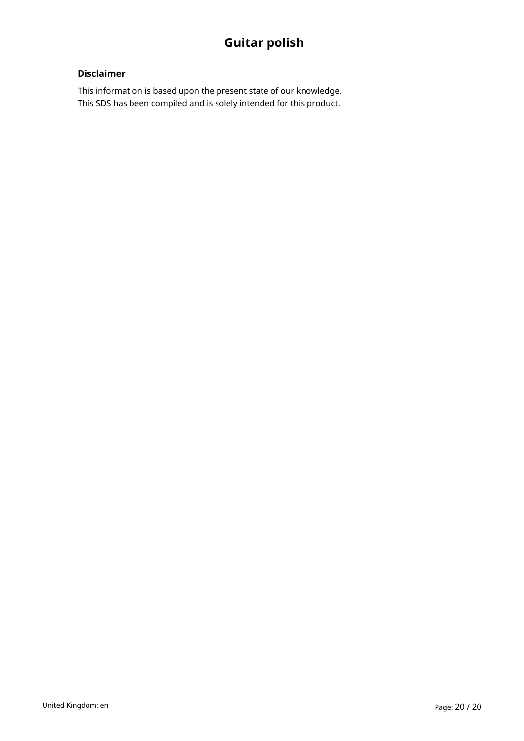**Disclaimer**

This information is based upon the present state of our knowledge.
This SDS has been compiled and is solely intended for this product.